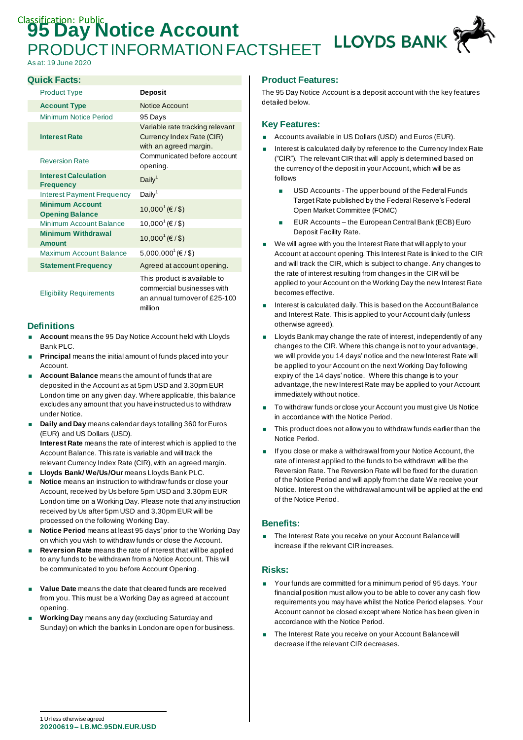Classification: Public

# 95 Day Notice Account

## PRODUCT INFORMATION FACTSHEET

As at: 19 June 2020

LLOYDS BANK

### Quick Facts:

| | |
|---|---|
| Product Type | **Deposit** |
| **Account Type** | Notice Account |
| Minimum Notice Period | 95 Days |
| **Interest Rate** | Variable rate tracking relevant Currency Index Rate (CIR) with an agreed margin. |
| Reversion Rate | Communicated before account opening. |
| **Interest Calculation Frequency** | Daily[1] |
| Interest Payment Frequency | Daily[1] |
| **Minimum Account Opening Balance** | 10,000[1] (€ / $) |
| Minimum Account Balance | 10,000[1] (€ / $) |
| **Minimum Withdrawal Amount** | 10,000[1] (€ / $) |
| Maximum Account Balance | 5,000,000[1] (€ / $) |
| **Statement Frequency** | Agreed at account opening. |
| Eligibility Requirements | This product is available to commercial businesses with an annual turnover of £25-100 million |

### Definitions

- **Account** means the 95 Day Notice Account held with Lloyds Bank PLC.
- **Principal** means the initial amount of funds placed into your Account.
- **Account Balance** means the amount of funds that are deposited in the Account as at 5pm USD and 3.30pm EUR London time on any given day. Where applicable, this balance excludes any amount that you have instructed us to withdraw under Notice.
- **Daily and Day** means calendar days totalling 360 for Euros (EUR) and US Dollars (USD).
  **Interest Rate** means the rate of interest which is applied to the Account Balance. This rate is variable and will track the relevant Currency Index Rate (CIR), with an agreed margin.
- **Lloyds Bank/ We/Us/Our** means Lloyds Bank PLC.
- **Notice** means an instruction to withdraw funds or close your Account, received by Us before 5pm USD and 3.30pm EUR London time on a Working Day. Please note that any instruction received by Us after 5pm USD and 3.30pm EUR will be processed on the following Working Day.
- **Notice Period** means at least 95 days' prior to the Working Day on which you wish to withdraw funds or close the Account.
- **Reversion Rate** means the rate of interest that will be applied to any funds to be withdrawn from a Notice Account. This will be communicated to you before Account Opening.
- **Value Date** means the date that cleared funds are received from you. This must be a Working Day as agreed at account opening.
- **Working Day** means any day (excluding Saturday and Sunday) on which the banks in London are open for business.

### Product Features:

The 95 Day Notice Account is a deposit account with the key features detailed below.

### Key Features:

- Accounts available in US Dollars (USD) and Euros (EUR).
- Interest is calculated daily by reference to the Currency Index Rate ("CIR"). The relevant CIR that will apply is determined based on the currency of the deposit in your Account, which will be as follows
  - USD Accounts - The upper bound of the Federal Funds Target Rate published by the Federal Reserve's Federal Open Market Committee (FOMC)
  - EUR Accounts – the European Central Bank (ECB) Euro Deposit Facility Rate.
- We will agree with you the Interest Rate that will apply to your Account at account opening. This Interest Rate is linked to the CIR and will track the CIR, which is subject to change. Any changes to the rate of interest resulting from changes in the CIR will be applied to your Account on the Working Day the new Interest Rate becomes effective.
- Interest is calculated daily. This is based on the Account Balance and Interest Rate. This is applied to your Account daily (unless otherwise agreed).
- Lloyds Bank may change the rate of interest, independently of any changes to the CIR. Where this change is not to your advantage, we will provide you 14 days' notice and the new Interest Rate will be applied to your Account on the next Working Day following expiry of the 14 days' notice. Where this change is to your advantage, the new Interest Rate may be applied to your Account immediately without notice.
- To withdraw funds or close your Account you must give Us Notice in accordance with the Notice Period.
- This product does not allow you to withdraw funds earlier than the Notice Period.
- If you close or make a withdrawal from your Notice Account, the rate of interest applied to the funds to be withdrawn will be the Reversion Rate. The Reversion Rate will be fixed for the duration of the Notice Period and will apply from the date We receive your Notice. Interest on the withdrawal amount will be applied at the end of the Notice Period.

### Benefits:

- The Interest Rate you receive on your Account Balance will increase if the relevant CIR increases.

### Risks:

- Your funds are committed for a minimum period of 95 days. Your financial position must allow you to be able to cover any cash flow requirements you may have whilst the Notice Period elapses. Your Account cannot be closed except where Notice has been given in accordance with the Notice Period.
- The Interest Rate you receive on your Account Balance will decrease if the relevant CIR decreases.

1 Unless otherwise agreed

**20200619 – LB.MC.95DN.EUR.USD**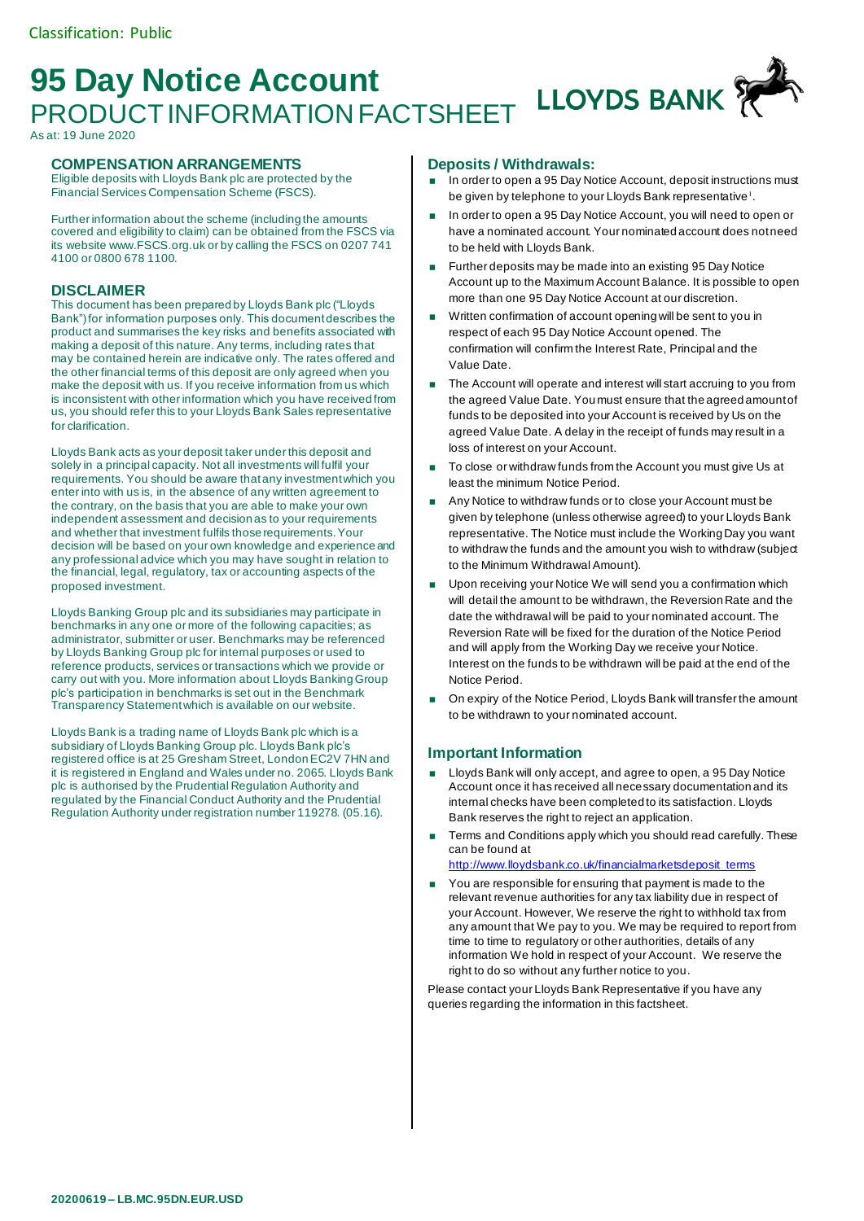Classification: Public

# 95 Day Notice Account
## PRODUCT INFORMATION FACTSHEET

LLOYDS BANK

As at: 19 June 2020

### COMPENSATION ARRANGEMENTS

Eligible deposits with Lloyds Bank plc are protected by the Financial Services Compensation Scheme (FSCS).

Further information about the scheme (including the amounts covered and eligibility to claim) can be obtained from the FSCS via its website www.FSCS.org.uk or by calling the FSCS on 0207 741 4100 or 0800 678 1100.

### DISCLAIMER

This document has been prepared by Lloyds Bank plc ("Lloyds Bank") for information purposes only. This document describes the product and summarises the key risks and benefits associated with making a deposit of this nature. Any terms, including rates that may be contained herein are indicative only. The rates offered and the other financial terms of this deposit are only agreed when you make the deposit with us. If you receive information from us which is inconsistent with other information which you have received from us, you should refer this to your Lloyds Bank Sales representative for clarification.

Lloyds Bank acts as your deposit taker under this deposit and solely in a principal capacity. Not all investments will fulfil your requirements. You should be aware that any investment which you enter into with us is, in the absence of any written agreement to the contrary, on the basis that you are able to make your own independent assessment and decision as to your requirements and whether that investment fulfils those requirements. Your decision will be based on your own knowledge and experience and any professional advice which you may have sought in relation to the financial, legal, regulatory, tax or accounting aspects of the proposed investment.

Lloyds Banking Group plc and its subsidiaries may participate in benchmarks in any one or more of the following capacities; as administrator, submitter or user. Benchmarks may be referenced by Lloyds Banking Group plc for internal purposes or used to reference products, services or transactions which we provide or carry out with you. More information about Lloyds Banking Group plc's participation in benchmarks is set out in the Benchmark Transparency Statement which is available on our website.

Lloyds Bank is a trading name of Lloyds Bank plc which is a subsidiary of Lloyds Banking Group plc. Lloyds Bank plc's registered office is at 25 Gresham Street, London EC2V 7HN and it is registered in England and Wales under no. 2065. Lloyds Bank plc is authorised by the Prudential Regulation Authority and regulated by the Financial Conduct Authority and the Prudential Regulation Authority under registration number 119278. (05.16).

### Deposits / Withdrawals:

- In order to open a 95 Day Notice Account, deposit instructions must be given by telephone to your Lloyds Bank representative[i].
- In order to open a 95 Day Notice Account, you will need to open or have a nominated account. Your nominated account does not need to be held with Lloyds Bank.
- Further deposits may be made into an existing 95 Day Notice Account up to the Maximum Account Balance. It is possible to open more than one 95 Day Notice Account at our discretion.
- Written confirmation of account opening will be sent to you in respect of each 95 Day Notice Account opened. The confirmation will confirm the Interest Rate, Principal and the Value Date.
- The Account will operate and interest will start accruing to you from the agreed Value Date. You must ensure that the agreed amount of funds to be deposited into your Account is received by Us on the agreed Value Date. A delay in the receipt of funds may result in a loss of interest on your Account.
- To close or withdraw funds from the Account you must give Us at least the minimum Notice Period.
- Any Notice to withdraw funds or to close your Account must be given by telephone (unless otherwise agreed) to your Lloyds Bank representative. The Notice must include the Working Day you want to withdraw the funds and the amount you wish to withdraw (subject to the Minimum Withdrawal Amount).
- Upon receiving your Notice We will send you a confirmation which will detail the amount to be withdrawn, the Reversion Rate and the date the withdrawal will be paid to your nominated account. The Reversion Rate will be fixed for the duration of the Notice Period and will apply from the Working Day we receive your Notice. Interest on the funds to be withdrawn will be paid at the end of the Notice Period.
- On expiry of the Notice Period, Lloyds Bank will transfer the amount to be withdrawn to your nominated account.

### Important Information

- Lloyds Bank will only accept, and agree to open, a 95 Day Notice Account once it has received all necessary documentation and its internal checks have been completed to its satisfaction. Lloyds Bank reserves the right to reject an application.
- Terms and Conditions apply which you should read carefully. These can be found at http://www.lloydsbank.co.uk/financialmarketsdeposit_terms
- You are responsible for ensuring that payment is made to the relevant revenue authorities for any tax liability due in respect of your Account. However, We reserve the right to withhold tax from any amount that We pay to you. We may be required to report from time to time to regulatory or other authorities, details of any information We hold in respect of your Account. We reserve the right to do so without any further notice to you.

Please contact your Lloyds Bank Representative if you have any queries regarding the information in this factsheet.

20200619 – LB.MC.95DN.EUR.USD